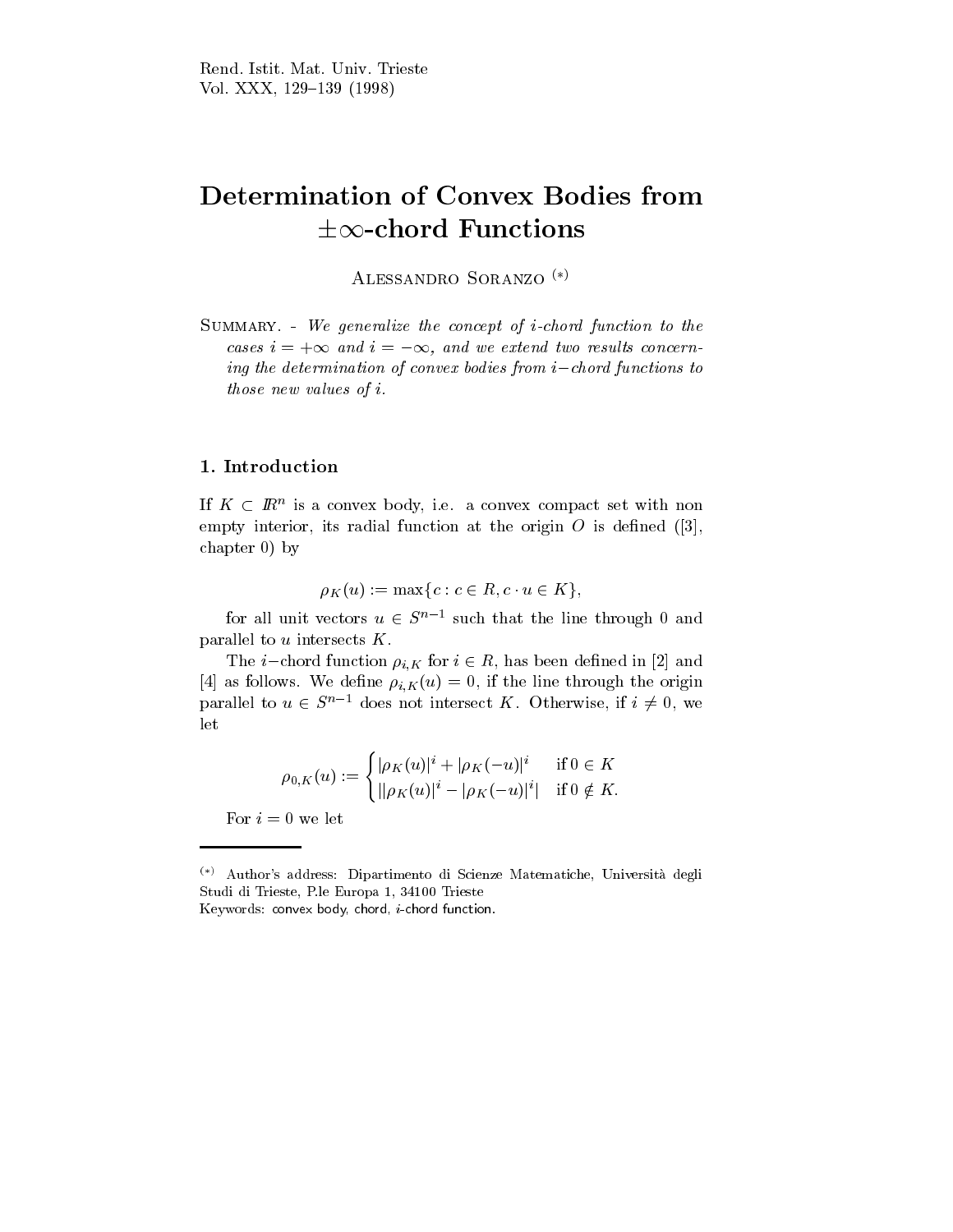# Determination of Convex Bodies from $\pm\infty$-chord Functions

Alessandro Soranzo (*)

Summary. - *We generalize the concept of i-chord function to the cases $i = +\infty$ and $i = -\infty$, and we extend two results concerning the determination of convex bodies from $i-$chord functions to those new values of i.*

## 1. Introduction

If $K \subset \mathbb{R}^n$ is a convex body, i.e. a convex compact set with non empty interior, its radial function at the origin $O$ is defined ([3], chapter 0) by

$$\rho_K(u) := \max\{c : c \in R, c \cdot u \in K\},$$

for all unit vectors $u \in S^{n-1}$ such that the line through 0 and parallel to $u$ intersects $K$.

The $i-$chord function $\rho_{i,K}$ for $i \in R$, has been defined in [2] and [4] as follows. We define $\rho_{i,K}(u) = 0$, if the line through the origin parallel to $u \in S^{n-1}$ does not intersect $K$. Otherwise, if $i \neq 0$, we let

$$\rho_{0,K}(u) := \begin{cases} |\rho_K(u)|^i + |\rho_K(-u)|^i & \text{if } 0 \in K \\ ||\rho_K(u)|^i - |\rho_K(-u)|^i| & \text{if } 0 \notin K. \end{cases}$$

For $i = 0$ we let

---

(*) Author's address: Dipartimento di Scienze Matematiche, Università degli Studi di Trieste, P.le Europa 1, 34100 Trieste

Keywords: convex body, chord, $i$-chord function.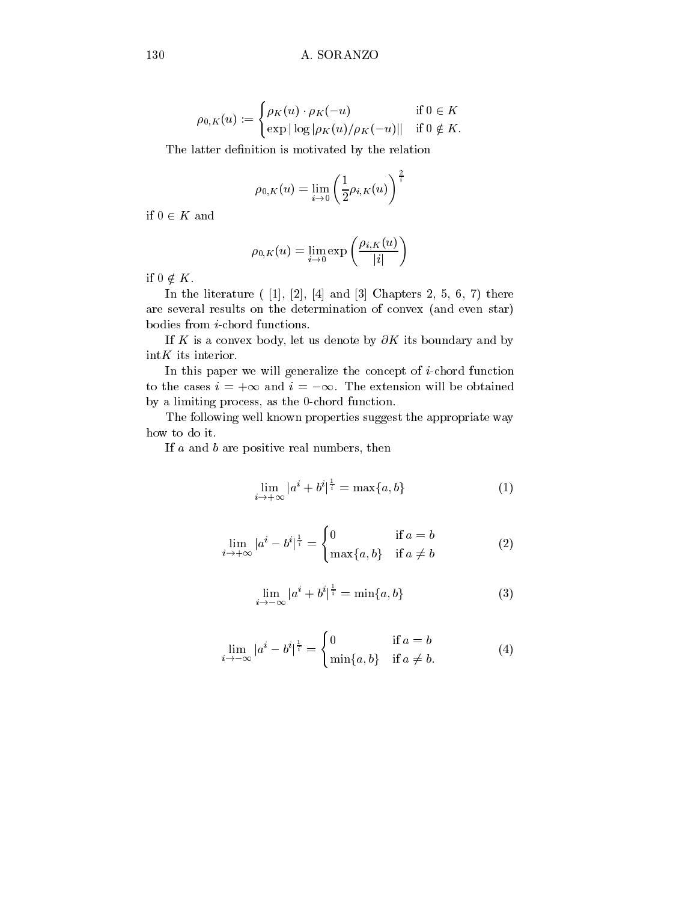$$\rho_{0,K}(u) := \begin{cases} \rho_K(u) \cdot \rho_K(-u) & \text{if } 0 \in K \\ \exp|\log|\rho_K(u)/\rho_K(-u)|| & \text{if } 0 \notin K. \end{cases}$$

The latter definition is motivated by the relation

$$\rho_{0,K}(u) = \lim_{i \to 0} \left( \frac{1}{2} \rho_{i,K}(u) \right)^{\frac{2}{i}}$$

if $0 \in K$ and

$$\rho_{0,K}(u) = \lim_{i \to 0} \exp\left( \frac{\rho_{i,K}(u)}{|i|} \right)$$

if $0 \notin K$.

In the literature ( [1], [2], [4] and [3] Chapters 2, 5, 6, 7) there are several results on the determination of convex (and even star) bodies from $i$-chord functions.

If $K$ is a convex body, let us denote by $\partial K$ its boundary and by $\text{int}K$ its interior.

In this paper we will generalize the concept of $i$-chord function to the cases $i = +\infty$ and $i = -\infty$. The extension will be obtained by a limiting process, as the 0-chord function.

The following well known properties suggest the appropriate way how to do it.

If $a$ and $b$ are positive real numbers, then

$$\lim_{i \to +\infty} |a^i + b^i|^{\frac{1}{i}} = \max\{a, b\} \tag{1}$$

$$\lim_{i \to +\infty} |a^i - b^i|^{\frac{1}{i}} = \begin{cases} 0 & \text{if } a = b \\ \max\{a, b\} & \text{if } a \neq b \end{cases} \tag{2}$$

$$\lim_{i \to -\infty} |a^i + b^i|^{\frac{1}{i}} = \min\{a, b\} \tag{3}$$

$$\lim_{i \to -\infty} |a^i - b^i|^{\frac{1}{i}} = \begin{cases} 0 & \text{if } a = b \\ \min\{a, b\} & \text{if } a \neq b. \end{cases} \tag{4}$$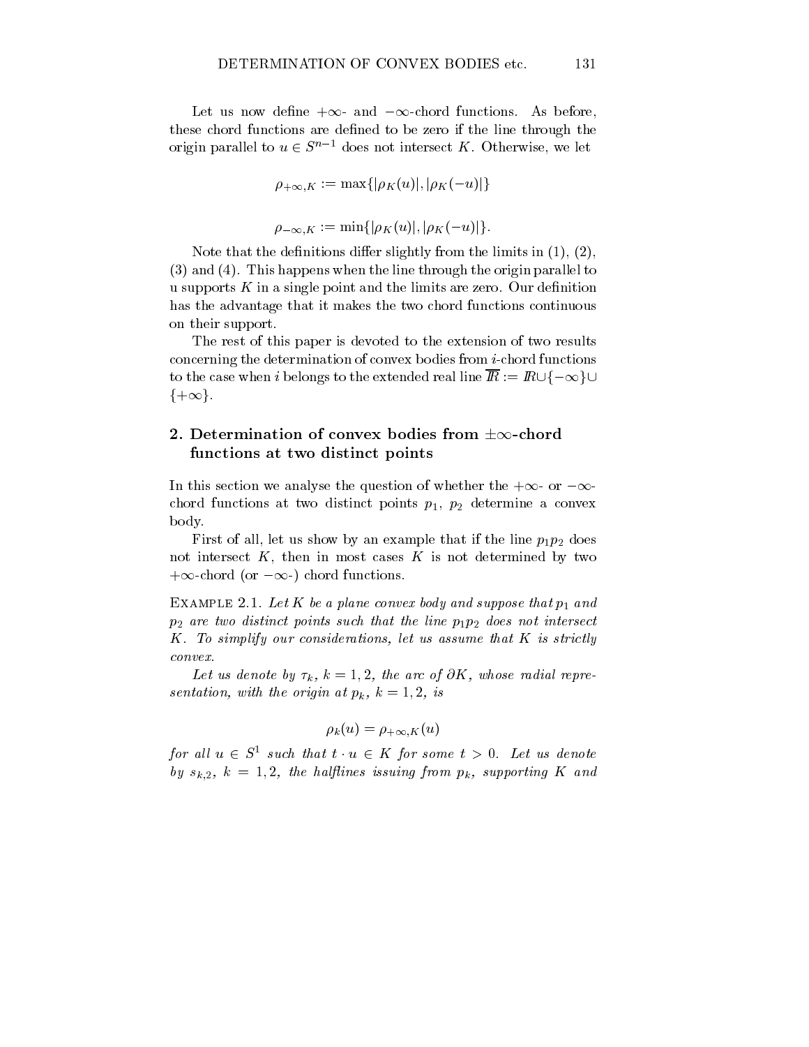Let us now define $+\infty$- and $-\infty$-chord functions. As before, these chord functions are defined to be zero if the line through the origin parallel to $u \in S^{n-1}$ does not intersect $K$. Otherwise, we let

$$\rho_{+\infty,K} := \max\{|\rho_K(u)|, |\rho_K(-u)|\}$$

$$\rho_{-\infty,K} := \min\{|\rho_K(u)|, |\rho_K(-u)|\}.$$

Note that the definitions differ slightly from the limits in (1), (2), (3) and (4). This happens when the line through the origin parallel to u supports $K$ in a single point and the limits are zero. Our definition has the advantage that it makes the two chord functions continuous on their support.

The rest of this paper is devoted to the extension of two results concerning the determination of convex bodies from $i$-chord functions to the case when $i$ belongs to the extended real line $\overline{\mathbb{R}} := \mathbb{R} \cup \{-\infty\} \cup \{+\infty\}$.

## 2. Determination of convex bodies from $\pm\infty$-chord functions at two distinct points

In this section we analyse the question of whether the $+\infty$- or $-\infty$-chord functions at two distinct points $p_1$, $p_2$ determine a convex body.

First of all, let us show by an example that if the line $p_1p_2$ does not intersect $K$, then in most cases $K$ is not determined by two $+\infty$-chord (or $-\infty$-) chord functions.

Example 2.1. *Let $K$ be a plane convex body and suppose that $p_1$ and $p_2$ are two distinct points such that the line $p_1p_2$ does not intersect $K$. To simplify our considerations, let us assume that $K$ is strictly convex.*

*Let us denote by $\tau_k$, $k = 1, 2$, the arc of $\partial K$, whose radial representation, with the origin at $p_k$, $k = 1, 2$, is*

$$\rho_k(u) = \rho_{+\infty,K}(u)$$

*for all $u \in S^1$ such that $t \cdot u \in K$ for some $t > 0$. Let us denote by $s_{k,2}$, $k = 1, 2$, the halflines issuing from $p_k$, supporting $K$ and*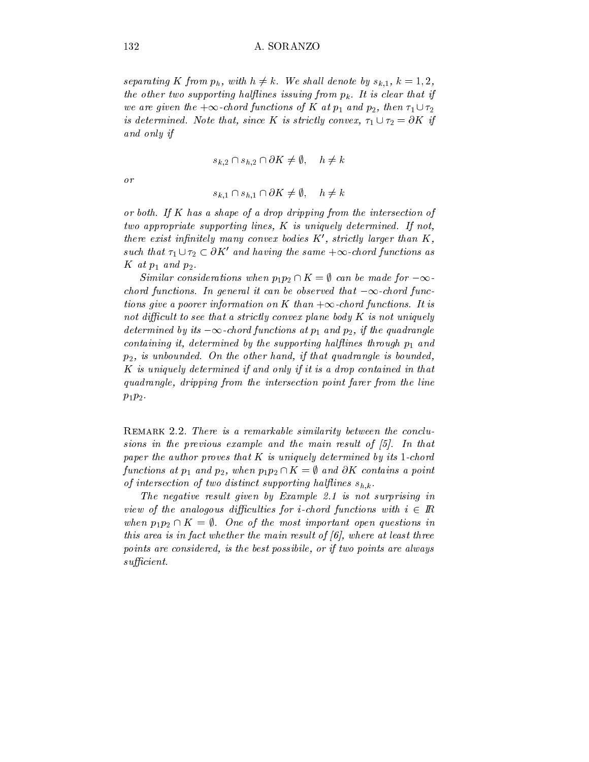*separating $K$ from $p_h$, with $h \neq k$. We shall denote by $s_{k,1}$, $k = 1, 2$, the other two supporting halflines issuing from $p_k$. It is clear that if we are given the $+\infty$-chord functions of $K$ at $p_1$ and $p_2$, then $\tau_1 \cup \tau_2$ is determined. Note that, since $K$ is strictly convex, $\tau_1 \cup \tau_2 = \partial K$ if and only if*

$$s_{k,2} \cap s_{h,2} \cap \partial K \neq \emptyset, \quad h \neq k$$

*or*

$$s_{k,1} \cap s_{h,1} \cap \partial K \neq \emptyset, \quad h \neq k$$

*or both. If $K$ has a shape of a drop dripping from the intersection of two appropriate supporting lines, $K$ is uniquely determined. If not, there exist infinitely many convex bodies $K'$, strictly larger than $K$, such that $\tau_1 \cup \tau_2 \subset \partial K'$ and having the same $+\infty$-chord functions as $K$ at $p_1$ and $p_2$.*

*Similar considerations when $p_1p_2 \cap K = \emptyset$ can be made for $-\infty$-chord functions. In general it can be observed that $-\infty$-chord functions give a poorer information on $K$ than $+\infty$-chord functions. It is not difficult to see that a strictly convex plane body $K$ is not uniquely determined by its $-\infty$-chord functions at $p_1$ and $p_2$, if the quadrangle containing it, determined by the supporting halflines through $p_1$ and $p_2$, is unbounded. On the other hand, if that quadrangle is bounded, $K$ is uniquely determined if and only if it is a drop contained in that quadrangle, dripping from the intersection point farer from the line $p_1p_2$.*

Remark 2.2. *There is a remarkable similarity between the conclusions in the previous example and the main result of [5]. In that paper the author proves that $K$ is uniquely determined by its 1-chord functions at $p_1$ and $p_2$, when $p_1p_2 \cap K = \emptyset$ and $\partial K$ contains a point of intersection of two distinct supporting halflines $s_{h,k}$.*

*The negative result given by Example 2.1 is not surprising in view of the analogous difficulties for $i$-chord functions with $i \in \mathbb{R}$ when $p_1p_2 \cap K = \emptyset$. One of the most important open questions in this area is in fact whether the main result of [6], where at least three points are considered, is the best possibile, or if two points are always sufficient.*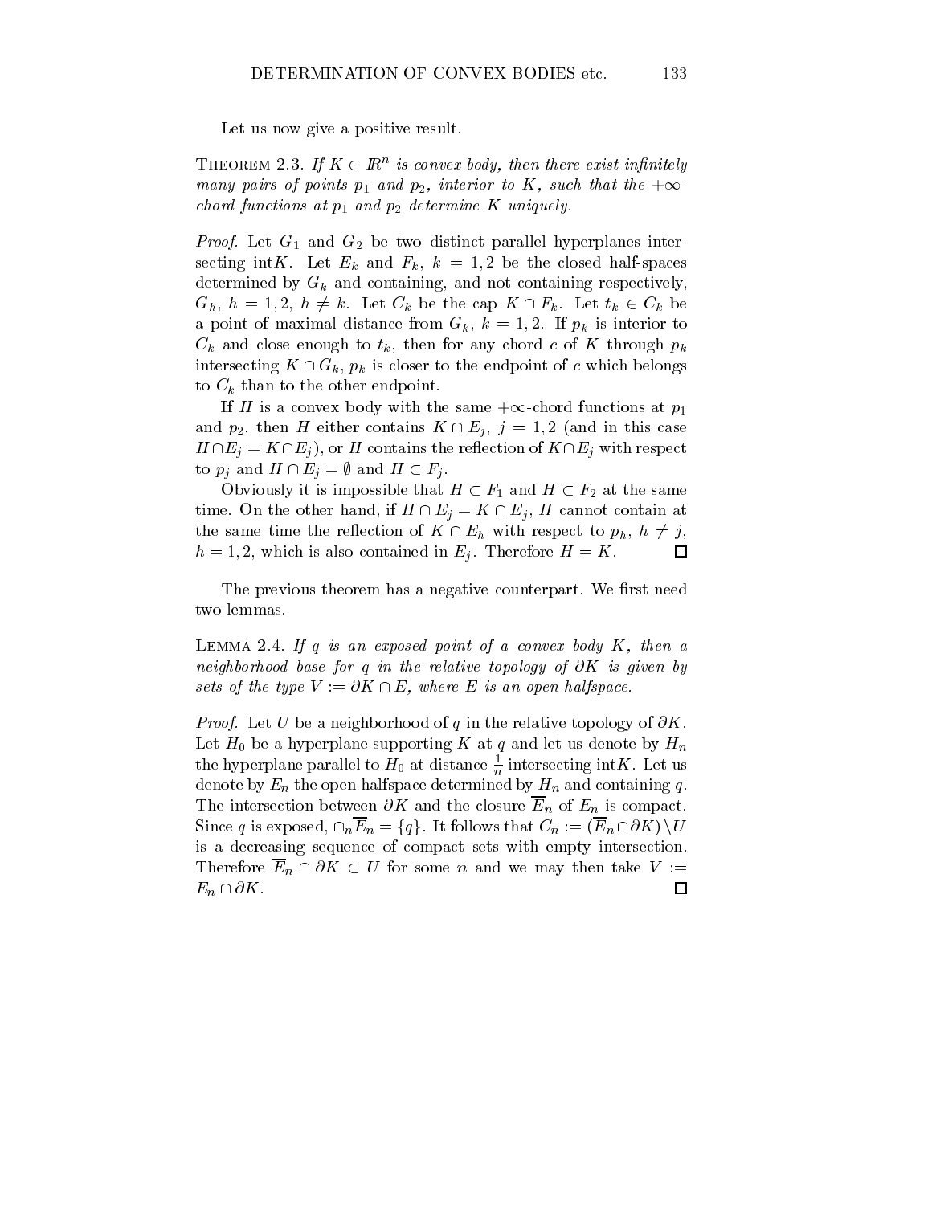Let us now give a positive result.

THEOREM 2.3. *If $K \subset \mathbb{R}^n$ is convex body, then there exist infinitely many pairs of points $p_1$ and $p_2$, interior to $K$, such that the $+\infty$-chord functions at $p_1$ and $p_2$ determine $K$ uniquely.*

*Proof.* Let $G_1$ and $G_2$ be two distinct parallel hyperplanes intersecting int$K$. Let $E_k$ and $F_k$, $k = 1, 2$ be the closed half-spaces determined by $G_k$ and containing, and not containing respectively, $G_h$, $h = 1, 2$, $h \neq k$. Let $C_k$ be the cap $K \cap F_k$. Let $t_k \in C_k$ be a point of maximal distance from $G_k$, $k = 1, 2$. If $p_k$ is interior to $C_k$ and close enough to $t_k$, then for any chord $c$ of $K$ through $p_k$ intersecting $K \cap G_k$, $p_k$ is closer to the endpoint of $c$ which belongs to $C_k$ than to the other endpoint.

If $H$ is a convex body with the same $+\infty$-chord functions at $p_1$ and $p_2$, then $H$ either contains $K \cap E_j$, $j = 1, 2$ (and in this case $H \cap E_j = K \cap E_j$), or $H$ contains the reflection of $K \cap E_j$ with respect to $p_j$ and $H \cap E_j = \emptyset$ and $H \subset F_j$.

Obviously it is impossible that $H \subset F_1$ and $H \subset F_2$ at the same time. On the other hand, if $H \cap E_j = K \cap E_j$, $H$ cannot contain at the same time the reflection of $K \cap E_h$ with respect to $p_h$, $h \neq j$, $h = 1, 2$, which is also contained in $E_j$. Therefore $H = K$. □

The previous theorem has a negative counterpart. We first need two lemmas.

LEMMA 2.4. *If $q$ is an exposed point of a convex body $K$, then a neighborhood base for $q$ in the relative topology of $\partial K$ is given by sets of the type $V := \partial K \cap E$, where $E$ is an open halfspace.*

*Proof.* Let $U$ be a neighborhood of $q$ in the relative topology of $\partial K$. Let $H_0$ be a hyperplane supporting $K$ at $q$ and let us denote by $H_n$ the hyperplane parallel to $H_0$ at distance $\frac{1}{n}$ intersecting int$K$. Let us denote by $E_n$ the open halfspace determined by $H_n$ and containing $q$. The intersection between $\partial K$ and the closure $\overline{E}_n$ of $E_n$ is compact. Since $q$ is exposed, $\cap_n \overline{E}_n = \{q\}$. It follows that $C_n := (\overline{E}_n \cap \partial K) \setminus U$ is a decreasing sequence of compact sets with empty intersection. Therefore $\overline{E}_n \cap \partial K \subset U$ for some $n$ and we may then take $V := E_n \cap \partial K$. □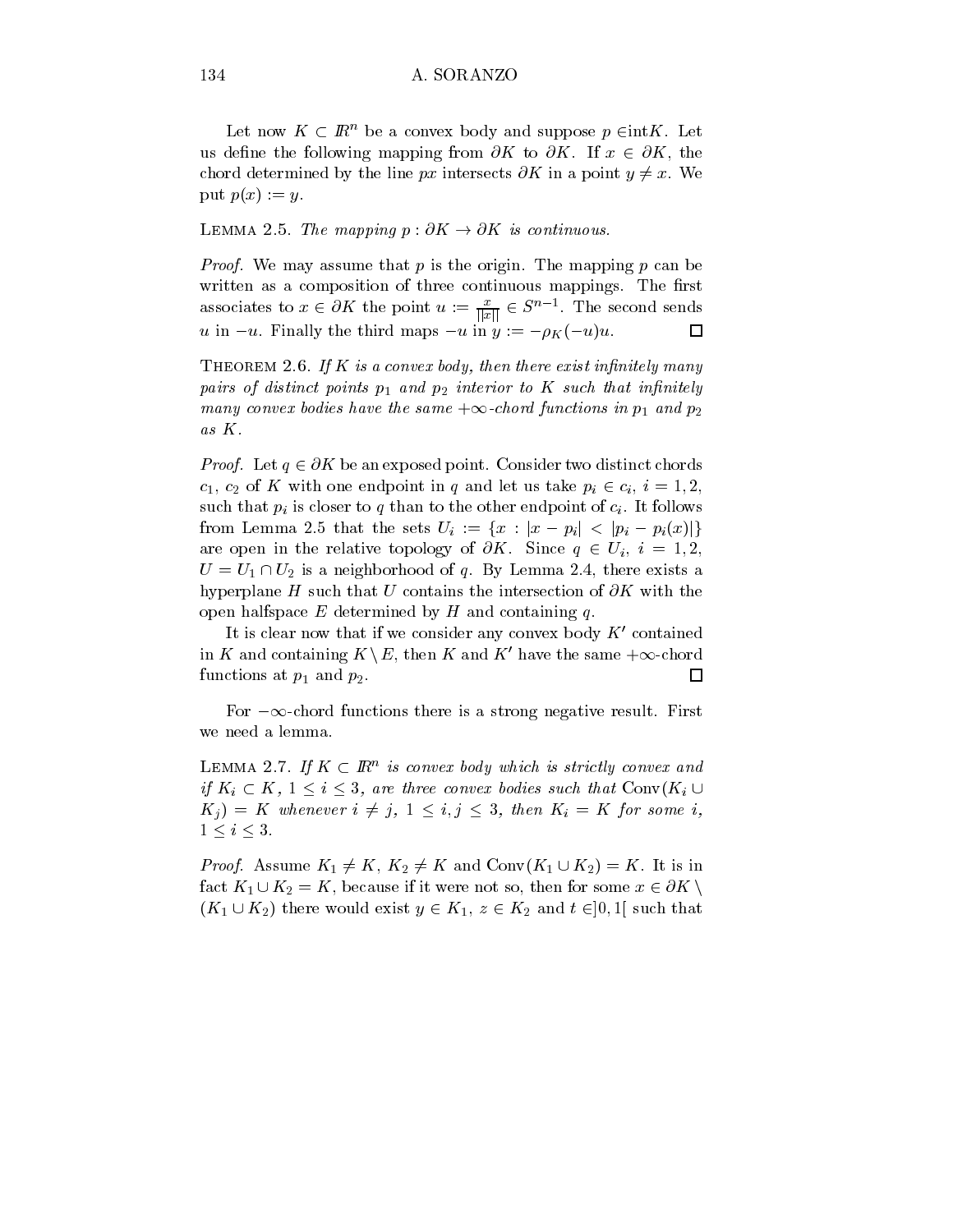Let now $K \subset \mathbb{R}^n$ be a convex body and suppose $p \in \text{int}K$. Let us define the following mapping from $\partial K$ to $\partial K$. If $x \in \partial K$, the chord determined by the line $px$ intersects $\partial K$ in a point $y \neq x$. We put $p(x) := y$.

LEMMA 2.5. *The mapping $p : \partial K \to \partial K$ is continuous.*

*Proof.* We may assume that $p$ is the origin. The mapping $p$ can be written as a composition of three continuous mappings. The first associates to $x \in \partial K$ the point $u := \frac{x}{\|x\|} \in S^{n-1}$. The second sends $u$ in $-u$. Finally the third maps $-u$ in $y := -\rho_K(-u)u$. $\square$

THEOREM 2.6. *If $K$ is a convex body, then there exist infinitely many pairs of distinct points $p_1$ and $p_2$ interior to $K$ such that infinitely many convex bodies have the same $+\infty$-chord functions in $p_1$ and $p_2$ as $K$.*

*Proof.* Let $q \in \partial K$ be an exposed point. Consider two distinct chords $c_1$, $c_2$ of $K$ with one endpoint in $q$ and let us take $p_i \in c_i$, $i = 1, 2$, such that $p_i$ is closer to $q$ than to the other endpoint of $c_i$. It follows from Lemma 2.5 that the sets $U_i := \{x : |x - p_i| < |p_i - p_i(x)|\}$ are open in the relative topology of $\partial K$. Since $q \in U_i$, $i = 1, 2$, $U = U_1 \cap U_2$ is a neighborhood of $q$. By Lemma 2.4, there exists a hyperplane $H$ such that $U$ contains the intersection of $\partial K$ with the open halfspace $E$ determined by $H$ and containing $q$.

It is clear now that if we consider any convex body $K'$ contained in $K$ and containing $K \setminus E$, then $K$ and $K'$ have the same $+\infty$-chord functions at $p_1$ and $p_2$. $\square$

For $-\infty$-chord functions there is a strong negative result. First we need a lemma.

LEMMA 2.7. *If $K \subset \mathbb{R}^n$ is convex body which is strictly convex and if $K_i \subset K$, $1 \leq i \leq 3$, are three convex bodies such that $\text{Conv}(K_i \cup K_j) = K$ whenever $i \neq j$, $1 \leq i, j \leq 3$, then $K_i = K$ for some $i$, $1 \leq i \leq 3$.*

*Proof.* Assume $K_1 \neq K$, $K_2 \neq K$ and $\text{Conv}(K_1 \cup K_2) = K$. It is in fact $K_1 \cup K_2 = K$, because if it were not so, then for some $x \in \partial K \setminus (K_1 \cup K_2)$ there would exist $y \in K_1$, $z \in K_2$ and $t \in ]0, 1[$ such that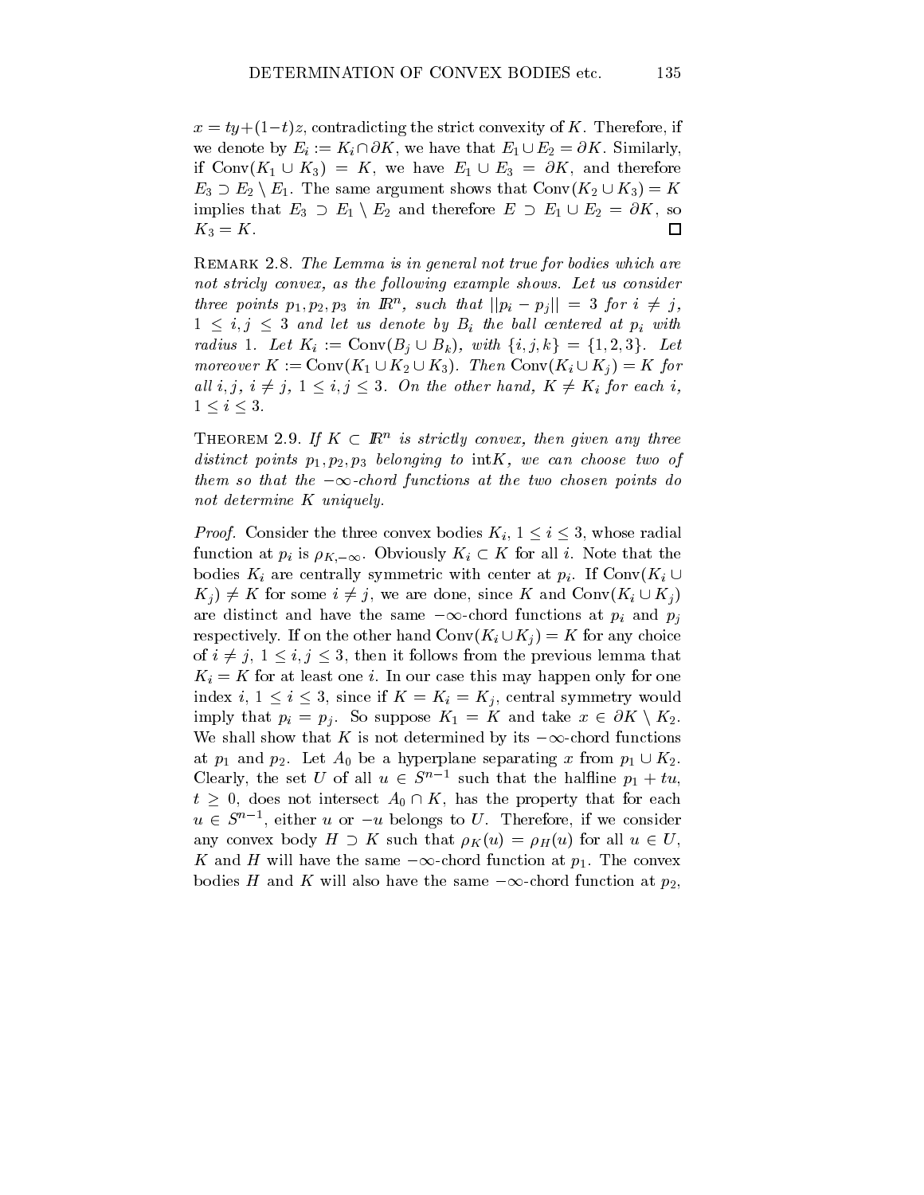$x = ty + (1-t)z$, contradicting the strict convexity of $K$. Therefore, if we denote by $E_i := K_i \cap \partial K$, we have that $E_1 \cup E_2 = \partial K$. Similarly, if $\mathrm{Conv}(K_1 \cup K_3) = K$, we have $E_1 \cup E_3 = \partial K$, and therefore $E_3 \supset E_2 \setminus E_1$. The same argument shows that $\mathrm{Conv}(K_2 \cup K_3) = K$ implies that $E_3 \supset E_1 \setminus E_2$ and therefore $E \supset E_1 \cup E_2 = \partial K$, so $K_3 = K$. □

REMARK 2.8. *The Lemma is in general not true for bodies which are not stricly convex, as the following example shows. Let us consider three points $p_1, p_2, p_3$ in $\mathbb{R}^n$, such that $||p_i - p_j|| = 3$ for $i \neq j$, $1 \leq i, j \leq 3$ and let us denote by $B_i$ the ball centered at $p_i$ with radius 1. Let $K_i := \mathrm{Conv}(B_j \cup B_k)$, with $\{i, j, k\} = \{1, 2, 3\}$. Let moreover $K := \mathrm{Conv}(K_1 \cup K_2 \cup K_3)$. Then $\mathrm{Conv}(K_i \cup K_j) = K$ for all $i, j$, $i \neq j$, $1 \leq i, j \leq 3$. On the other hand, $K \neq K_i$ for each $i$, $1 \leq i \leq 3$.*

THEOREM 2.9. *If $K \subset \mathbb{R}^n$ is strictly convex, then given any three distinct points $p_1, p_2, p_3$ belonging to $\mathrm{int}K$, we can choose two of them so that the $-\infty$-chord functions at the two chosen points do not determine $K$ uniquely.*

*Proof.* Consider the three convex bodies $K_i$, $1 \leq i \leq 3$, whose radial function at $p_i$ is $\rho_{K,-\infty}$. Obviously $K_i \subset K$ for all $i$. Note that the bodies $K_i$ are centrally symmetric with center at $p_i$. If $\mathrm{Conv}(K_i \cup K_j) \neq K$ for some $i \neq j$, we are done, since $K$ and $\mathrm{Conv}(K_i \cup K_j)$ are distinct and have the same $-\infty$-chord functions at $p_i$ and $p_j$ respectively. If on the other hand $\mathrm{Conv}(K_i \cup K_j) = K$ for any choice of $i \neq j$, $1 \leq i, j \leq 3$, then it follows from the previous lemma that $K_i = K$ for at least one $i$. In our case this may happen only for one index $i$, $1 \leq i \leq 3$, since if $K = K_i = K_j$, central symmetry would imply that $p_i = p_j$. So suppose $K_1 = K$ and take $x \in \partial K \setminus K_2$. We shall show that $K$ is not determined by its $-\infty$-chord functions at $p_1$ and $p_2$. Let $A_0$ be a hyperplane separating $x$ from $p_1 \cup K_2$. Clearly, the set $U$ of all $u \in S^{n-1}$ such that the halfline $p_1 + tu$, $t \geq 0$, does not intersect $A_0 \cap K$, has the property that for each $u \in S^{n-1}$, either $u$ or $-u$ belongs to $U$. Therefore, if we consider any convex body $H \supset K$ such that $\rho_K(u) = \rho_H(u)$ for all $u \in U$, $K$ and $H$ will have the same $-\infty$-chord function at $p_1$. The convex bodies $H$ and $K$ will also have the same $-\infty$-chord function at $p_2$,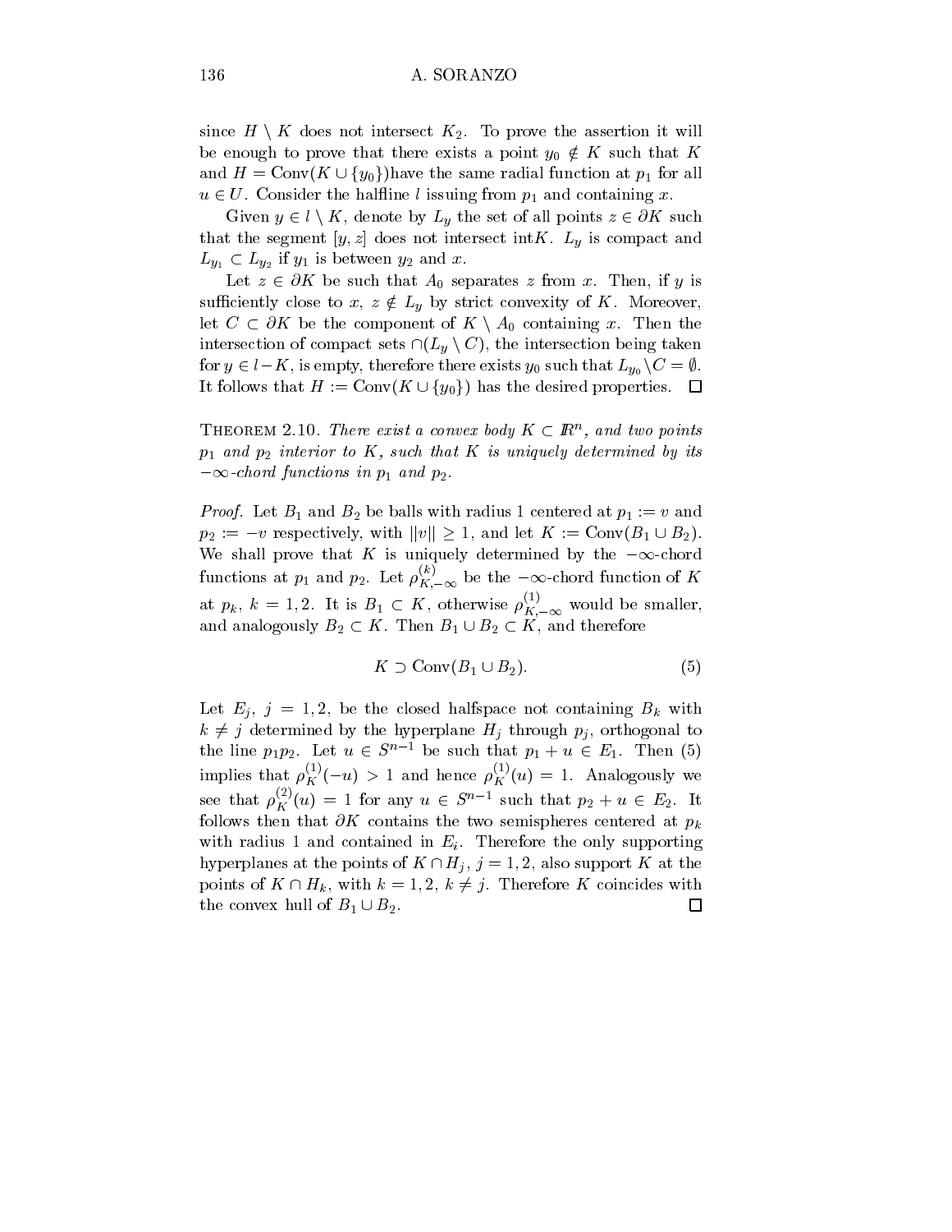since $H \setminus K$ does not intersect $K_2$. To prove the assertion it will be enough to prove that there exists a point $y_0 \notin K$ such that $K$ and $H = \mathrm{Conv}(K \cup \{y_0\})$have the same radial function at $p_1$ for all $u \in U$. Consider the halfline $l$ issuing from $p_1$ and containing $x$.

Given $y \in l \setminus K$, denote by $L_y$ the set of all points $z \in \partial K$ such that the segment $[y, z]$ does not intersect int$K$. $L_y$ is compact and $L_{y_1} \subset L_{y_2}$ if $y_1$ is between $y_2$ and $x$.

Let $z \in \partial K$ be such that $A_0$ separates $z$ from $x$. Then, if $y$ is sufficiently close to $x$, $z \notin L_y$ by strict convexity of $K$. Moreover, let $C \subset \partial K$ be the component of $K \setminus A_0$ containing $x$. Then the intersection of compact sets $\cap(L_y \setminus C)$, the intersection being taken for $y \in l - K$, is empty, therefore there exists $y_0$ such that $L_{y_0} \setminus C = \emptyset$. It follows that $H := \mathrm{Conv}(K \cup \{y_0\})$ has the desired properties. $\square$

**Theorem 2.10.** *There exist a convex body $K \subset \mathbb{R}^n$, and two points $p_1$ and $p_2$ interior to $K$, such that $K$ is uniquely determined by its $-\infty$-chord functions in $p_1$ and $p_2$.*

*Proof.* Let $B_1$ and $B_2$ be balls with radius 1 centered at $p_1 := v$ and $p_2 := -v$ respectively, with $\|v\| \geq 1$, and let $K := \mathrm{Conv}(B_1 \cup B_2)$. We shall prove that $K$ is uniquely determined by the $-\infty$-chord functions at $p_1$ and $p_2$. Let $\rho^{(k)}_{K,-\infty}$ be the $-\infty$-chord function of $K$ at $p_k$, $k = 1, 2$. It is $B_1 \subset K$, otherwise $\rho^{(1)}_{K,-\infty}$ would be smaller, and analogously $B_2 \subset K$. Then $B_1 \cup B_2 \subset K$, and therefore

$$K \supset \mathrm{Conv}(B_1 \cup B_2). \tag{5}$$

Let $E_j$, $j = 1, 2$, be the closed halfspace not containing $B_k$ with $k \neq j$ determined by the hyperplane $H_j$ through $p_j$, orthogonal to the line $p_1p_2$. Let $u \in S^{n-1}$ be such that $p_1 + u \in E_1$. Then (5) implies that $\rho^{(1)}_K(-u) > 1$ and hence $\rho^{(1)}_K(u) = 1$. Analogously we see that $\rho^{(2)}_K(u) = 1$ for any $u \in S^{n-1}$ such that $p_2 + u \in E_2$. It follows then that $\partial K$ contains the two semispheres centered at $p_k$ with radius 1 and contained in $E_i$. Therefore the only supporting hyperplanes at the points of $K \cap H_j$, $j = 1, 2$, also support $K$ at the points of $K \cap H_k$, with $k = 1, 2$, $k \neq j$. Therefore $K$ coincides with the convex hull of $B_1 \cup B_2$. $\square$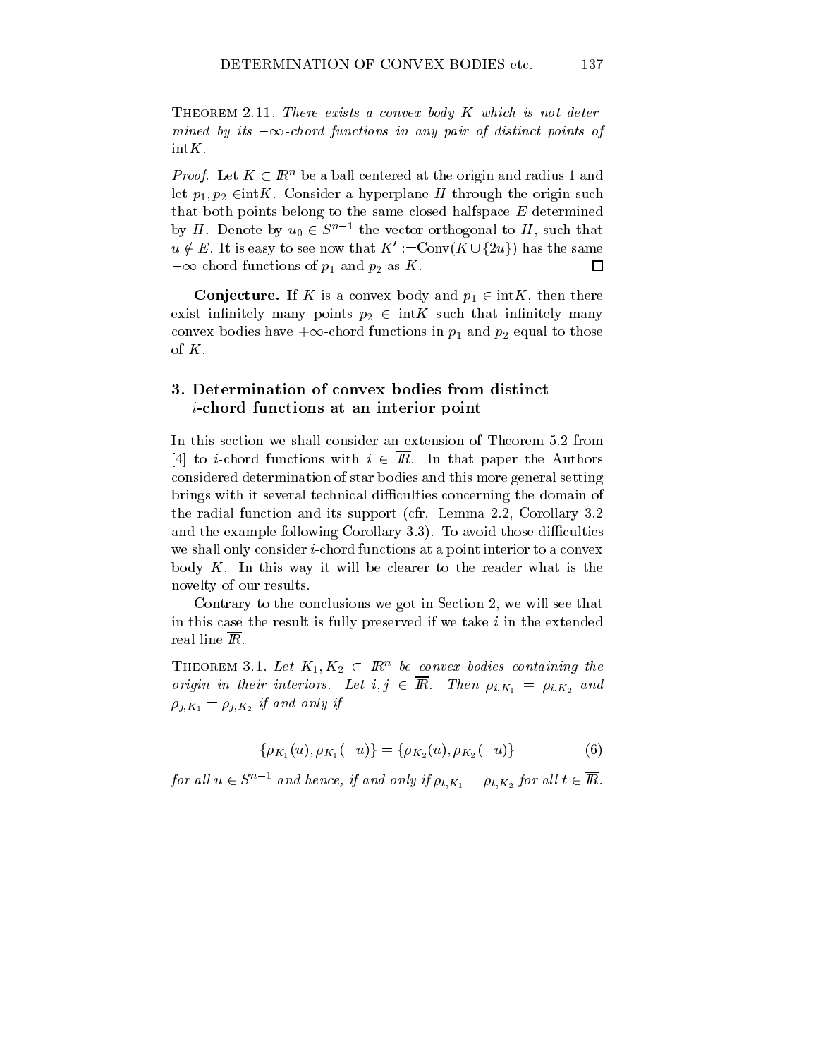THEOREM 2.11. *There exists a convex body $K$ which is not determined by its $-\infty$-chord functions in any pair of distinct points of* $\text{int}K$.

*Proof.* Let $K \subset \mathbb{R}^n$ be a ball centered at the origin and radius 1 and let $p_1, p_2 \in \text{int}K$. Consider a hyperplane $H$ through the origin such that both points belong to the same closed halfspace $E$ determined by $H$. Denote by $u_0 \in S^{n-1}$ the vector orthogonal to $H$, such that $u \notin E$. It is easy to see now that $K' := \text{Conv}(K \cup \{2u\})$ has the same $-\infty$-chord functions of $p_1$ and $p_2$ as $K$. □

**Conjecture.** If $K$ is a convex body and $p_1 \in \text{int}K$, then there exist infinitely many points $p_2 \in \text{int}K$ such that infinitely many convex bodies have $+\infty$-chord functions in $p_1$ and $p_2$ equal to those of $K$.

## 3. Determination of convex bodies from distinct $i$-chord functions at an interior point

In this section we shall consider an extension of Theorem 5.2 from [4] to $i$-chord functions with $i \in \overline{\mathbb{R}}$. In that paper the Authors considered determination of star bodies and this more general setting brings with it several technical difficulties concerning the domain of the radial function and its support (cfr. Lemma 2.2, Corollary 3.2 and the example following Corollary 3.3). To avoid those difficulties we shall only consider $i$-chord functions at a point interior to a convex body $K$. In this way it will be clearer to the reader what is the novelty of our results.

Contrary to the conclusions we got in Section 2, we will see that in this case the result is fully preserved if we take $i$ in the extended real line $\overline{\mathbb{R}}$.

THEOREM 3.1. *Let $K_1, K_2 \subset \mathbb{R}^n$ be convex bodies containing the origin in their interiors. Let $i, j \in \overline{\mathbb{R}}$. Then $\rho_{i,K_1} = \rho_{i,K_2}$ and $\rho_{j,K_1} = \rho_{j,K_2}$ if and only if*

$$\{\rho_{K_1}(u), \rho_{K_1}(-u)\} = \{\rho_{K_2}(u), \rho_{K_2}(-u)\} \tag{6}$$

*for all $u \in S^{n-1}$ and hence, if and only if $\rho_{t,K_1} = \rho_{t,K_2}$ for all $t \in \overline{\mathbb{R}}$.*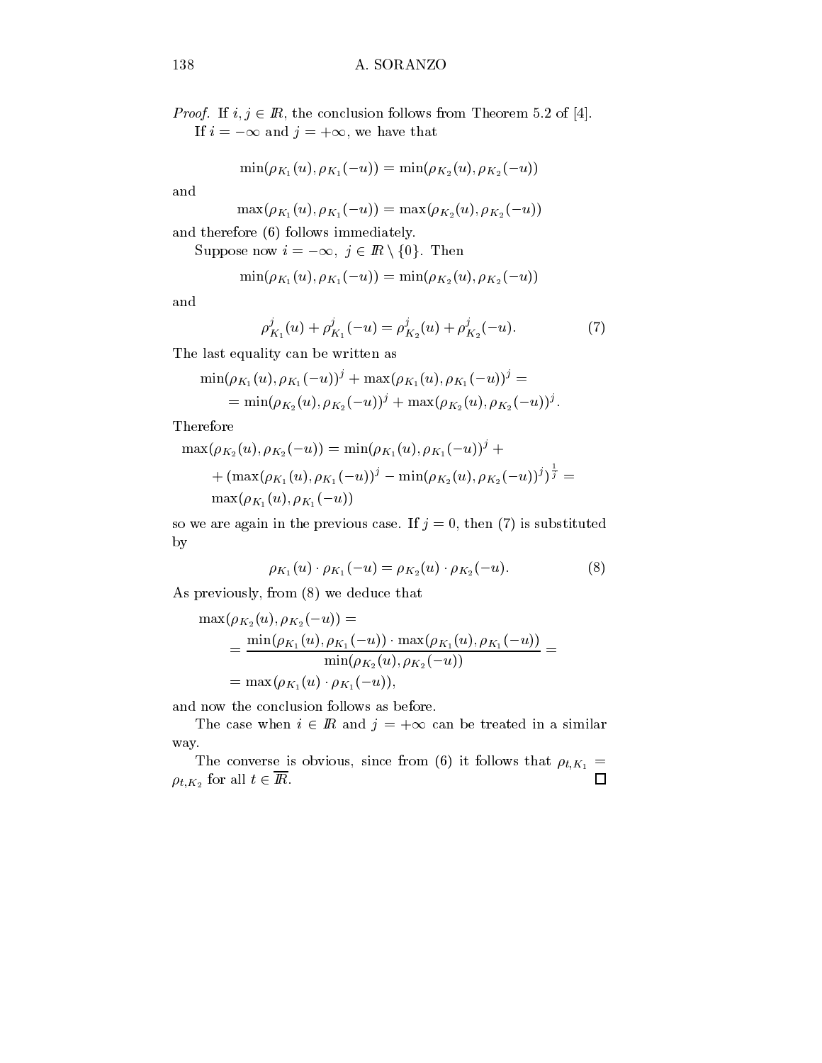*Proof.* If $i, j \in \mathbb{R}$, the conclusion follows from Theorem 5.2 of [4].

If $i = -\infty$ and $j = +\infty$, we have that

$$\min(\rho_{K_1}(u), \rho_{K_1}(-u)) = \min(\rho_{K_2}(u), \rho_{K_2}(-u))$$

and

$$\max(\rho_{K_1}(u), \rho_{K_1}(-u)) = \max(\rho_{K_2}(u), \rho_{K_2}(-u))$$

and therefore (6) follows immediately.

Suppose now $i = -\infty$, $j \in \mathbb{R} \setminus \{0\}$. Then

$$\min(\rho_{K_1}(u), \rho_{K_1}(-u)) = \min(\rho_{K_2}(u), \rho_{K_2}(-u))$$

and

$$\rho_{K_1}^j(u) + \rho_{K_1}^j(-u) = \rho_{K_2}^j(u) + \rho_{K_2}^j(-u). \tag{7}$$

The last equality can be written as

$$\begin{aligned}
&\min(\rho_{K_1}(u), \rho_{K_1}(-u))^j + \max(\rho_{K_1}(u), \rho_{K_1}(-u))^j = \\
&\quad = \min(\rho_{K_2}(u), \rho_{K_2}(-u))^j + \max(\rho_{K_2}(u), \rho_{K_2}(-u))^j.
\end{aligned}$$

Therefore

$$\begin{aligned}
&\max(\rho_{K_2}(u), \rho_{K_2}(-u)) = \min(\rho_{K_1}(u), \rho_{K_1}(-u))^j + \\
&\quad + (\max(\rho_{K_1}(u), \rho_{K_1}(-u))^j - \min(\rho_{K_2}(u), \rho_{K_2}(-u))^j)^{\frac{1}{j}} = \\
&\quad \max(\rho_{K_1}(u), \rho_{K_1}(-u))
\end{aligned}$$

so we are again in the previous case. If $j = 0$, then (7) is substituted by

$$\rho_{K_1}(u) \cdot \rho_{K_1}(-u) = \rho_{K_2}(u) \cdot \rho_{K_2}(-u). \tag{8}$$

As previously, from (8) we deduce that

$$\begin{aligned}
&\max(\rho_{K_2}(u), \rho_{K_2}(-u)) = \\
&\quad = \frac{\min(\rho_{K_1}(u), \rho_{K_1}(-u)) \cdot \max(\rho_{K_1}(u), \rho_{K_1}(-u))}{\min(\rho_{K_2}(u), \rho_{K_2}(-u))} = \\
&\quad = \max(\rho_{K_1}(u) \cdot \rho_{K_1}(-u)),
\end{aligned}$$

and now the conclusion follows as before.

The case when $i \in \mathbb{R}$ and $j = +\infty$ can be treated in a similar way.

The converse is obvious, since from (6) it follows that $\rho_{t,K_1} = \rho_{t,K_2}$ for all $t \in \overline{\mathbb{R}}$. $\square$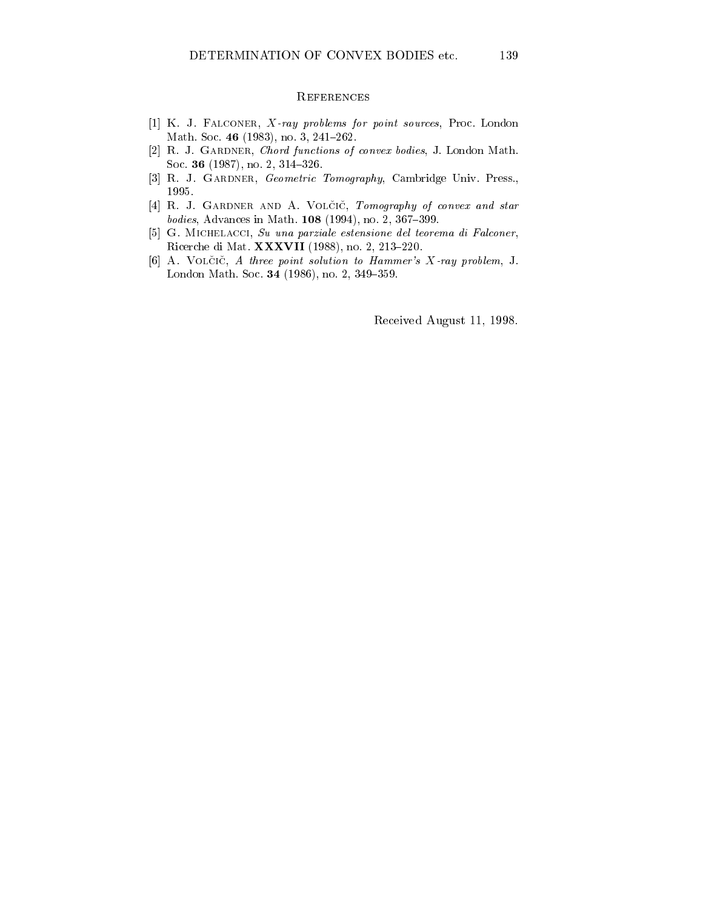## References

[1] K. J. Falconer, *X-ray problems for point sources*, Proc. London Math. Soc. **46** (1983), no. 3, 241–262.

[2] R. J. Gardner, *Chord functions of convex bodies*, J. London Math. Soc. **36** (1987), no. 2, 314–326.

[3] R. J. Gardner, *Geometric Tomography*, Cambridge Univ. Press., 1995.

[4] R. J. Gardner and A. Volčič, *Tomography of convex and star bodies*, Advances in Math. **108** (1994), no. 2, 367–399.

[5] G. Michelacci, *Su una parziale estensione del teorema di Falconer*, Ricerche di Mat. **XXXVII** (1988), no. 2, 213–220.

[6] A. Volčič, *A three point solution to Hammer's X-ray problem*, J. London Math. Soc. **34** (1986), no. 2, 349–359.

Received August 11, 1998.